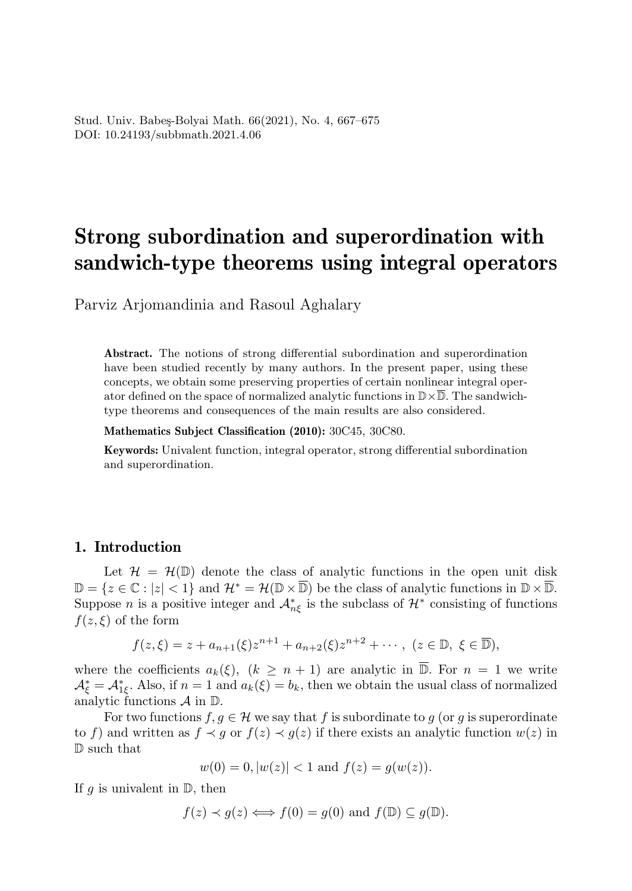# Strong subordination and superordination with sandwich-type theorems using integral operators

Parviz Arjomandinia and Rasoul Aghalary

**Abstract.** The notions of strong differential subordination and superordination have been studied recently by many authors. In the present paper, using these concepts, we obtain some preserving properties of certain nonlinear integral operator defined on the space of normalized analytic functions in $\mathbb{D}\times\overline{\mathbb{D}}$. The sandwich-type theorems and consequences of the main results are also considered.

**Mathematics Subject Classification (2010):** 30C45, 30C80.

**Keywords:** Univalent function, integral operator, strong differential subordination and superordination.

## 1. Introduction

Let $\mathcal{H} = \mathcal{H}(\mathbb{D})$ denote the class of analytic functions in the open unit disk $\mathbb{D} = \{z \in \mathbb{C} : |z| < 1\}$ and $\mathcal{H}^* = \mathcal{H}(\mathbb{D} \times \overline{\mathbb{D}})$ be the class of analytic functions in $\mathbb{D} \times \overline{\mathbb{D}}$. Suppose $n$ is a positive integer and $\mathcal{A}^*_{n\xi}$ is the subclass of $\mathcal{H}^*$ consisting of functions $f(z,\xi)$ of the form

$$f(z,\xi) = z + a_{n+1}(\xi)z^{n+1} + a_{n+2}(\xi)z^{n+2} + \cdots,\ (z \in \mathbb{D},\ \xi \in \overline{\mathbb{D}}),$$

where the coefficients $a_k(\xi)$, $(k \geq n+1)$ are analytic in $\overline{\mathbb{D}}$. For $n = 1$ we write $\mathcal{A}^*_\xi = \mathcal{A}^*_{1\xi}$. Also, if $n = 1$ and $a_k(\xi) = b_k$, then we obtain the usual class of normalized analytic functions $\mathcal{A}$ in $\mathbb{D}$.

For two functions $f, g \in \mathcal{H}$ we say that $f$ is subordinate to $g$ (or $g$ is superordinate to $f$) and written as $f \prec g$ or $f(z) \prec g(z)$ if there exists an analytic function $w(z)$ in $\mathbb{D}$ such that

$$w(0) = 0, |w(z)| < 1 \text{ and } f(z) = g(w(z)).$$

If $g$ is univalent in $\mathbb{D}$, then

$$f(z) \prec g(z) \Longleftrightarrow f(0) = g(0) \text{ and } f(\mathbb{D}) \subseteq g(\mathbb{D}).$$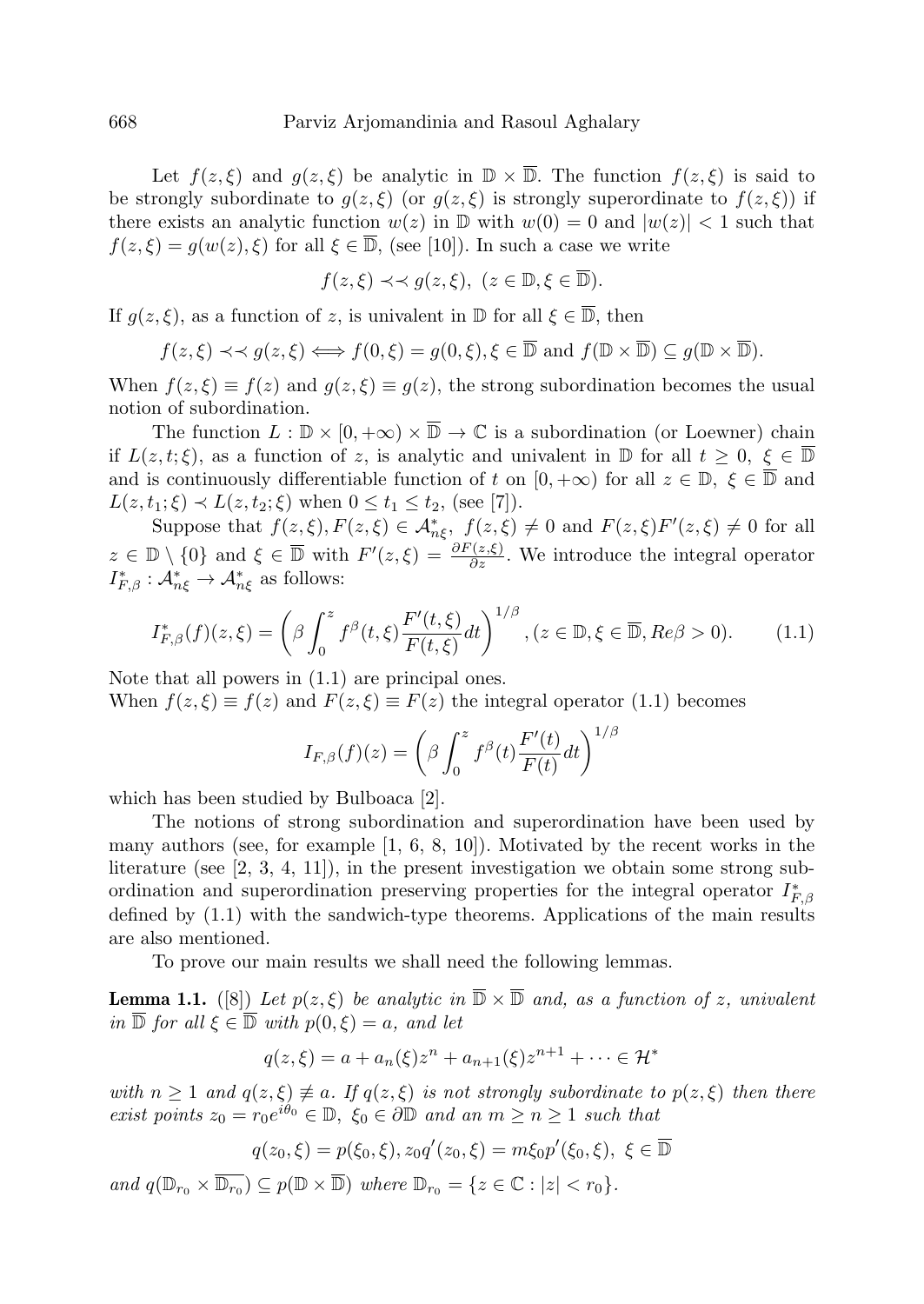Let $f(z,\xi)$ and $g(z,\xi)$ be analytic in $\mathbb{D}\times\overline{\mathbb{D}}$. The function $f(z,\xi)$ is said to be strongly subordinate to $g(z,\xi)$ (or $g(z,\xi)$ is strongly superordinate to $f(z,\xi)$) if there exists an analytic function $w(z)$ in $\mathbb{D}$ with $w(0)=0$ and $|w(z)|<1$ such that $f(z,\xi)=g(w(z),\xi)$ for all $\xi\in\overline{\mathbb{D}}$, (see [10]). In such a case we write

$$f(z,\xi)\prec\prec g(z,\xi),\ (z\in\mathbb{D},\xi\in\overline{\mathbb{D}}).$$

If $g(z,\xi)$, as a function of $z$, is univalent in $\mathbb{D}$ for all $\xi\in\overline{\mathbb{D}}$, then

$$f(z,\xi)\prec\prec g(z,\xi)\Longleftrightarrow f(0,\xi)=g(0,\xi),\xi\in\overline{\mathbb{D}}\text{ and }f(\mathbb{D}\times\overline{\mathbb{D}})\subseteq g(\mathbb{D}\times\overline{\mathbb{D}}).$$

When $f(z,\xi)\equiv f(z)$ and $g(z,\xi)\equiv g(z)$, the strong subordination becomes the usual notion of subordination.

The function $L:\mathbb{D}\times[0,+\infty)\times\overline{\mathbb{D}}\to\mathbb{C}$ is a subordination (or Loewner) chain if $L(z,t;\xi)$, as a function of $z$, is analytic and univalent in $\mathbb{D}$ for all $t\geq 0,\ \xi\in\overline{\mathbb{D}}$ and is continuously differentiable function of $t$ on $[0,+\infty)$ for all $z\in\mathbb{D},\ \xi\in\overline{\mathbb{D}}$ and $L(z,t_1;\xi)\prec L(z,t_2;\xi)$ when $0\leq t_1\leq t_2$, (see [7]).

Suppose that $f(z,\xi),F(z,\xi)\in\mathcal{A}^*_{n\xi},\ f(z,\xi)\neq 0$ and $F(z,\xi)F'(z,\xi)\neq 0$ for all $z\in\mathbb{D}\setminus\{0\}$ and $\xi\in\overline{\mathbb{D}}$ with $F'(z,\xi)=\frac{\partial F(z,\xi)}{\partial z}$. We introduce the integral operator $I^*_{F,\beta}:\mathcal{A}^*_{n\xi}\to\mathcal{A}^*_{n\xi}$ as follows:

$$I^*_{F,\beta}(f)(z,\xi)=\left(\beta\int_0^z f^\beta(t,\xi)\frac{F'(t,\xi)}{F(t,\xi)}dt\right)^{1/\beta},(z\in\mathbb{D},\xi\in\overline{\mathbb{D}},Re\beta>0).\tag{1.1}$$

Note that all powers in (1.1) are principal ones.
When $f(z,\xi)\equiv f(z)$ and $F(z,\xi)\equiv F(z)$ the integral operator (1.1) becomes

$$I_{F,\beta}(f)(z)=\left(\beta\int_0^z f^\beta(t)\frac{F'(t)}{F(t)}dt\right)^{1/\beta}$$

which has been studied by Bulboaca [2].

The notions of strong subordination and superordination have been used by many authors (see, for example [1, 6, 8, 10]). Motivated by the recent works in the literature (see [2, 3, 4, 11]), in the present investigation we obtain some strong subordination and superordination preserving properties for the integral operator $I^*_{F,\beta}$ defined by (1.1) with the sandwich-type theorems. Applications of the main results are also mentioned.

To prove our main results we shall need the following lemmas.

**Lemma 1.1.** ([8]) *Let $p(z,\xi)$ be analytic in $\overline{\mathbb{D}}\times\overline{\mathbb{D}}$ and, as a function of $z$, univalent in $\overline{\mathbb{D}}$ for all $\xi\in\overline{\mathbb{D}}$ with $p(0,\xi)=a$, and let*

$$q(z,\xi)=a+a_n(\xi)z^n+a_{n+1}(\xi)z^{n+1}+\cdots\in\mathcal{H}^*$$

*with $n\geq 1$ and $q(z,\xi)\not\equiv a$. If $q(z,\xi)$ is not strongly subordinate to $p(z,\xi)$ then there exist points $z_0=r_0e^{i\theta_0}\in\mathbb{D},\ \xi_0\in\partial\mathbb{D}$ and an $m\geq n\geq 1$ such that*

$$q(z_0,\xi)=p(\xi_0,\xi),z_0q'(z_0,\xi)=m\xi_0p'(\xi_0,\xi),\ \xi\in\overline{\mathbb{D}}$$

*and $q(\mathbb{D}_{r_0}\times\overline{\mathbb{D}_{r_0}})\subseteq p(\mathbb{D}\times\overline{\mathbb{D}})$ where $\mathbb{D}_{r_0}=\{z\in\mathbb{C}:|z|<r_0\}$.*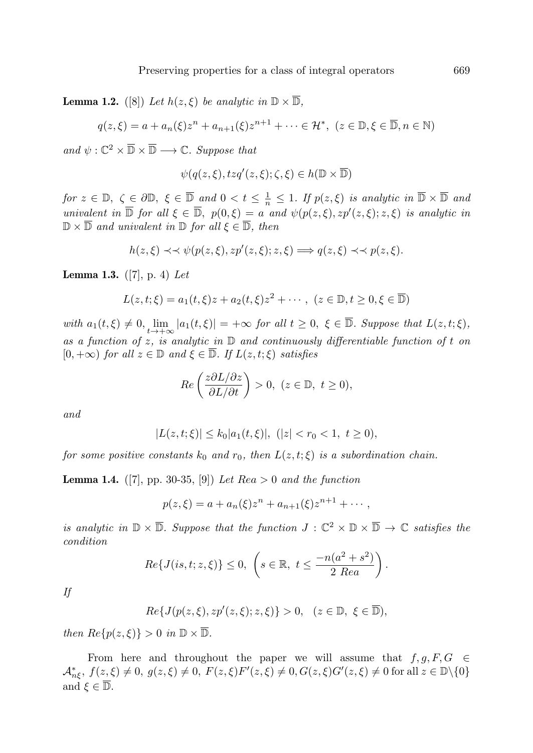**Lemma 1.2.** ([8]) *Let $h(z,\xi)$ be analytic in $\mathbb{D} \times \overline{\mathbb{D}}$,*

$$q(z,\xi) = a + a_n(\xi)z^n + a_{n+1}(\xi)z^{n+1} + \cdots \in \mathcal{H}^*, \ (z \in \mathbb{D}, \xi \in \overline{\mathbb{D}}, n \in \mathbb{N})$$

*and $\psi : \mathbb{C}^2 \times \overline{\mathbb{D}} \times \overline{\mathbb{D}} \longrightarrow \mathbb{C}$. Suppose that*

$$\psi(q(z,\xi), tzq'(z,\xi); \zeta, \xi) \in h(\mathbb{D} \times \overline{\mathbb{D}})$$

*for $z \in \mathbb{D}$, $\zeta \in \partial\mathbb{D}$, $\xi \in \overline{\mathbb{D}}$ and $0 < t \leq \frac{1}{n} \leq 1$. If $p(z,\xi)$ is analytic in $\overline{\mathbb{D}} \times \overline{\mathbb{D}}$ and univalent in $\overline{\mathbb{D}}$ for all $\xi \in \overline{\mathbb{D}}$, $p(0,\xi) = a$ and $\psi(p(z,\xi), zp'(z,\xi); z, \xi)$ is analytic in $\mathbb{D} \times \overline{\mathbb{D}}$ and univalent in $\mathbb{D}$ for all $\xi \in \overline{\mathbb{D}}$, then*

$$h(z,\xi) \prec\prec \psi(p(z,\xi), zp'(z,\xi); z, \xi) \Longrightarrow q(z,\xi) \prec\prec p(z,\xi).$$

**Lemma 1.3.** ([7], p. 4) *Let*

$$L(z,t;\xi) = a_1(t,\xi)z + a_2(t,\xi)z^2 + \cdots, \ (z \in \mathbb{D}, t \geq 0, \xi \in \overline{\mathbb{D}})$$

*with $a_1(t,\xi) \neq 0$, $\lim_{t \to +\infty} |a_1(t,\xi)| = +\infty$ for all $t \geq 0$, $\xi \in \overline{\mathbb{D}}$. Suppose that $L(z,t;\xi)$, as a function of $z$, is analytic in $\mathbb{D}$ and continuously differentiable function of $t$ on $[0,+\infty)$ for all $z \in \mathbb{D}$ and $\xi \in \overline{\mathbb{D}}$. If $L(z,t;\xi)$ satisfies*

$$Re\left(\frac{z\partial L/\partial z}{\partial L/\partial t}\right) > 0, \ (z \in \mathbb{D}, \ t \geq 0),$$

*and*

$$|L(z,t;\xi)| \leq k_0|a_1(t,\xi)|, \ (|z| < r_0 < 1, \ t \geq 0),$$

*for some positive constants $k_0$ and $r_0$, then $L(z,t;\xi)$ is a subordination chain.*

**Lemma 1.4.** ([7], pp. 30-35, [9]) *Let $Re a > 0$ and the function*

$$p(z,\xi) = a + a_n(\xi)z^n + a_{n+1}(\xi)z^{n+1} + \cdots,$$

*is analytic in $\mathbb{D} \times \overline{\mathbb{D}}$. Suppose that the function $J : \mathbb{C}^2 \times \mathbb{D} \times \overline{\mathbb{D}} \to \mathbb{C}$ satisfies the condition*

$$Re\{J(is,t;z,\xi)\} \leq 0, \ \left(s \in \mathbb{R}, \ t \leq \frac{-n(a^2+s^2)}{2 \ Re a}\right).$$

*If*

$$Re\{J(p(z,\xi), zp'(z,\xi); z, \xi)\} > 0, \quad (z \in \mathbb{D}, \ \xi \in \overline{\mathbb{D}}),$$

*then $Re\{p(z,\xi)\} > 0$ in $\mathbb{D} \times \overline{\mathbb{D}}$.*

From here and throughout the paper we will assume that $f, g, F, G \in \mathcal{A}^*_{n\xi}$, $f(z,\xi) \neq 0$, $g(z,\xi) \neq 0$, $F(z,\xi)F'(z,\xi) \neq 0, G(z,\xi)G'(z,\xi) \neq 0$ for all $z \in \mathbb{D}\backslash\{0\}$ and $\xi \in \overline{\mathbb{D}}$.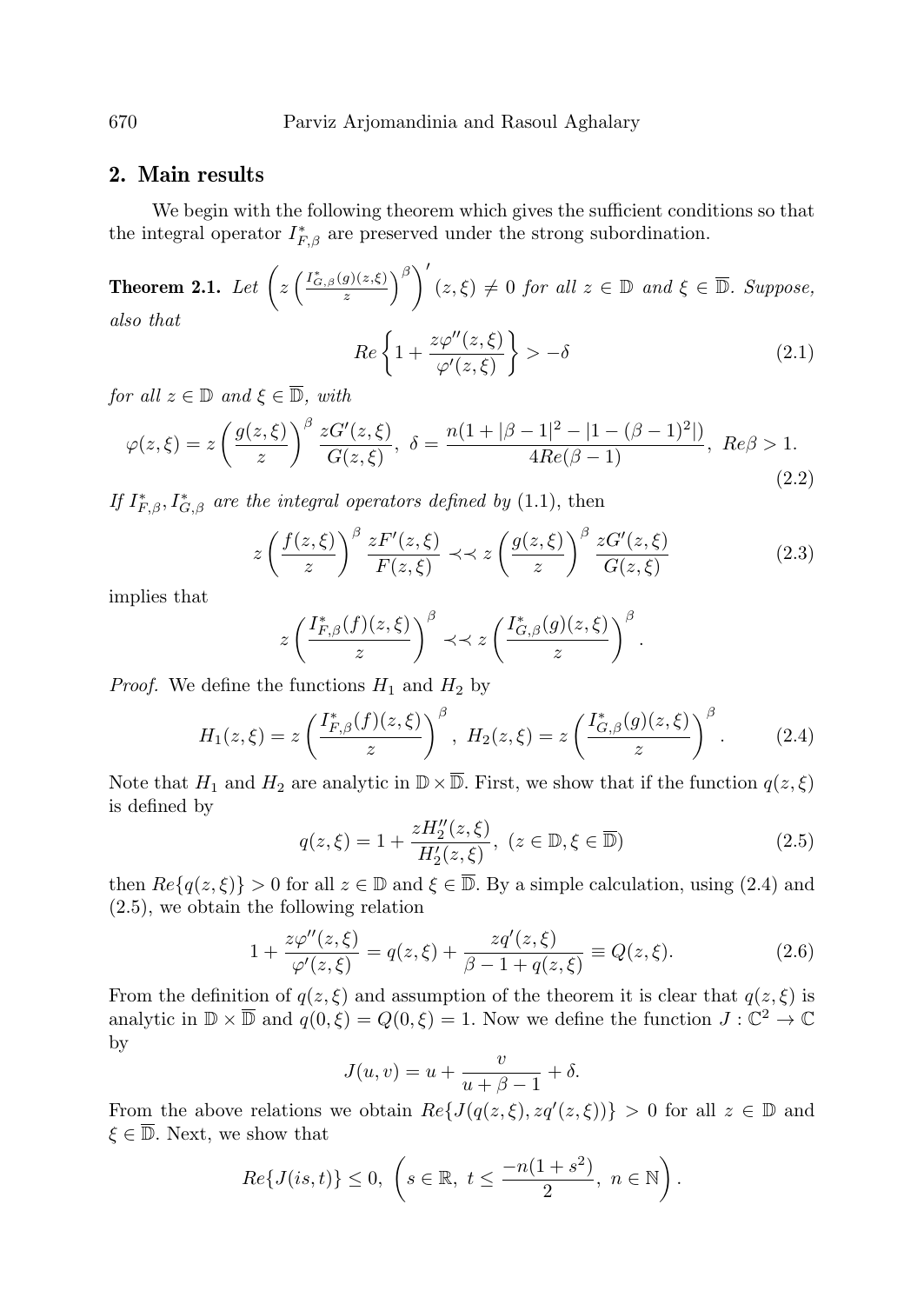## 2. Main results

We begin with the following theorem which gives the sufficient conditions so that the integral operator $I^*_{F,\beta}$ are preserved under the strong subordination.

**Theorem 2.1.** *Let* $\left(z\left(\frac{I^*_{G,\beta}(g)(z,\xi)}{z}\right)^{\beta}\right)'(z,\xi) \neq 0$ *for all* $z \in \mathbb{D}$ *and* $\xi \in \overline{\mathbb{D}}$*. Suppose, also that*

$$Re\left\{1 + \frac{z\varphi''(z,\xi)}{\varphi'(z,\xi)}\right\} > -\delta \tag{2.1}$$

*for all* $z \in \mathbb{D}$ *and* $\xi \in \overline{\mathbb{D}}$*, with*

$$\varphi(z,\xi) = z\left(\frac{g(z,\xi)}{z}\right)^{\beta}\frac{zG'(z,\xi)}{G(z,\xi)},\ \delta = \frac{n(1+|\beta-1|^2 - |1-(\beta-1)^2|)}{4Re(\beta-1)},\ Re\beta > 1. \tag{2.2}$$

*If* $I^*_{F,\beta}, I^*_{G,\beta}$ *are the integral operators defined by* (1.1), then

$$z\left(\frac{f(z,\xi)}{z}\right)^{\beta}\frac{zF'(z,\xi)}{F(z,\xi)} \prec\prec z\left(\frac{g(z,\xi)}{z}\right)^{\beta}\frac{zG'(z,\xi)}{G(z,\xi)} \tag{2.3}$$

implies that

$$z\left(\frac{I^*_{F,\beta}(f)(z,\xi)}{z}\right)^{\beta} \prec\prec z\left(\frac{I^*_{G,\beta}(g)(z,\xi)}{z}\right)^{\beta}.$$

*Proof.* We define the functions $H_1$ and $H_2$ by

$$H_1(z,\xi) = z\left(\frac{I^*_{F,\beta}(f)(z,\xi)}{z}\right)^{\beta},\ H_2(z,\xi) = z\left(\frac{I^*_{G,\beta}(g)(z,\xi)}{z}\right)^{\beta}. \tag{2.4}$$

Note that $H_1$ and $H_2$ are analytic in $\mathbb{D}\times\overline{\mathbb{D}}$. First, we show that if the function $q(z,\xi)$ is defined by

$$q(z,\xi) = 1 + \frac{zH_2''(z,\xi)}{H_2'(z,\xi)},\ (z\in\mathbb{D}, \xi\in\overline{\mathbb{D}}) \tag{2.5}$$

then $Re\{q(z,\xi)\} > 0$ for all $z \in \mathbb{D}$ and $\xi \in \overline{\mathbb{D}}$. By a simple calculation, using (2.4) and (2.5), we obtain the following relation

$$1 + \frac{z\varphi''(z,\xi)}{\varphi'(z,\xi)} = q(z,\xi) + \frac{zq'(z,\xi)}{\beta - 1 + q(z,\xi)} \equiv Q(z,\xi). \tag{2.6}$$

From the definition of $q(z,\xi)$ and assumption of the theorem it is clear that $q(z,\xi)$ is analytic in $\mathbb{D}\times\overline{\mathbb{D}}$ and $q(0,\xi) = Q(0,\xi) = 1$. Now we define the function $J : \mathbb{C}^2 \to \mathbb{C}$ by

$$J(u,v) = u + \frac{v}{u+\beta-1} + \delta.$$

From the above relations we obtain $Re\{J(q(z,\xi), zq'(z,\xi))\} > 0$ for all $z \in \mathbb{D}$ and $\xi \in \overline{\mathbb{D}}$. Next, we show that

$$Re\{J(is,t)\} \le 0,\ \left(s\in\mathbb{R},\ t \le \frac{-n(1+s^2)}{2},\ n\in\mathbb{N}\right).$$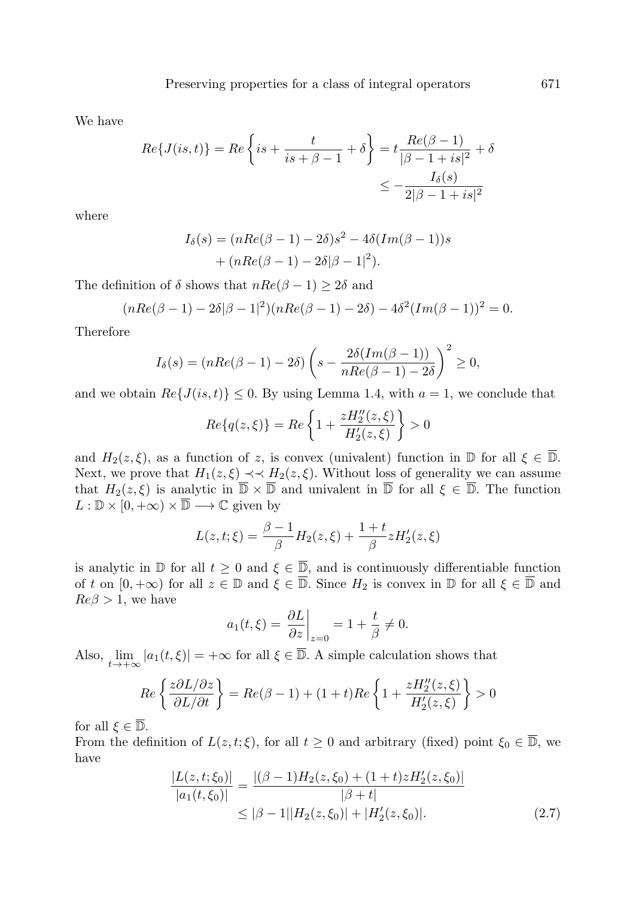We have

$$Re\{J(is,t)\} = Re\left\{is + \frac{t}{is+\beta-1} + \delta\right\} = t\frac{Re(\beta-1)}{|\beta-1+is|^2} + \delta$$
$$\leq -\frac{I_\delta(s)}{2|\beta-1+is|^2}$$

where

$$I_\delta(s) = (nRe(\beta-1) - 2\delta)s^2 - 4\delta(Im(\beta-1))s$$
$$+ (nRe(\beta-1) - 2\delta|\beta-1|^2).$$

The definition of $\delta$ shows that $nRe(\beta-1) \geq 2\delta$ and

$$(nRe(\beta-1) - 2\delta|\beta-1|^2)(nRe(\beta-1) - 2\delta) - 4\delta^2(Im(\beta-1))^2 = 0.$$

Therefore

$$I_\delta(s) = (nRe(\beta-1) - 2\delta)\left(s - \frac{2\delta(Im(\beta-1))}{nRe(\beta-1) - 2\delta}\right)^2 \geq 0,$$

and we obtain $Re\{J(is,t)\} \leq 0$. By using Lemma 1.4, with $a = 1$, we conclude that

$$Re\{q(z,\xi)\} = Re\left\{1 + \frac{zH_2''(z,\xi)}{H_2'(z,\xi)}\right\} > 0$$

and $H_2(z,\xi)$, as a function of $z$, is convex (univalent) function in $\mathbb{D}$ for all $\xi \in \overline{\mathbb{D}}$. Next, we prove that $H_1(z,\xi) \prec\prec H_2(z,\xi)$. Without loss of generality we can assume that $H_2(z,\xi)$ is analytic in $\overline{\mathbb{D}} \times \overline{\mathbb{D}}$ and univalent in $\overline{\mathbb{D}}$ for all $\xi \in \overline{\mathbb{D}}$. The function $L : \mathbb{D} \times [0,+\infty) \times \overline{\mathbb{D}} \longrightarrow \mathbb{C}$ given by

$$L(z,t;\xi) = \frac{\beta-1}{\beta}H_2(z,\xi) + \frac{1+t}{\beta}zH_2'(z,\xi)$$

is analytic in $\mathbb{D}$ for all $t \geq 0$ and $\xi \in \overline{\mathbb{D}}$, and is continuously differentiable function of $t$ on $[0,+\infty)$ for all $z \in \mathbb{D}$ and $\xi \in \overline{\mathbb{D}}$. Since $H_2$ is convex in $\mathbb{D}$ for all $\xi \in \overline{\mathbb{D}}$ and $Re\beta > 1$, we have

$$a_1(t,\xi) = \left.\frac{\partial L}{\partial z}\right|_{z=0} = 1 + \frac{t}{\beta} \neq 0.$$

Also, $\lim_{t\to+\infty} |a_1(t,\xi)| = +\infty$ for all $\xi \in \overline{\mathbb{D}}$. A simple calculation shows that

$$Re\left\{\frac{z\partial L/\partial z}{\partial L/\partial t}\right\} = Re(\beta-1) + (1+t)Re\left\{1 + \frac{zH_2''(z,\xi)}{H_2'(z,\xi)}\right\} > 0$$

for all $\xi \in \overline{\mathbb{D}}$.

From the definition of $L(z,t;\xi)$, for all $t \geq 0$ and arbitrary (fixed) point $\xi_0 \in \overline{\mathbb{D}}$, we have

$$\frac{|L(z,t;\xi_0)|}{|a_1(t,\xi_0)|} = \frac{|(\beta-1)H_2(z,\xi_0) + (1+t)zH_2'(z,\xi_0)|}{|\beta+t|}$$
$$\leq |\beta-1||H_2(z,\xi_0)| + |H_2'(z,\xi_0)|. \tag{2.7}$$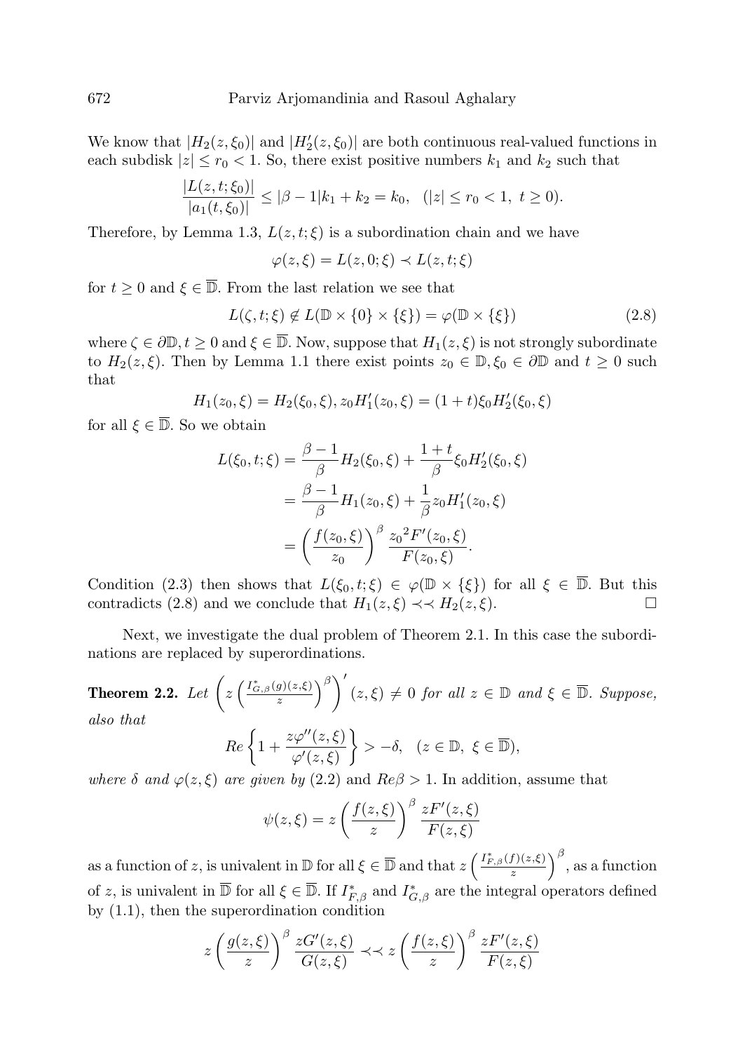We know that $|H_2(z,\xi_0)|$ and $|H_2'(z,\xi_0)|$ are both continuous real-valued functions in each subdisk $|z| \le r_0 < 1$. So, there exist positive numbers $k_1$ and $k_2$ such that

$$\frac{|L(z,t;\xi_0)|}{|a_1(t,\xi_0)|} \le |\beta - 1|k_1 + k_2 = k_0, \quad (|z| \le r_0 < 1,\ t \ge 0).$$

Therefore, by Lemma 1.3, $L(z,t;\xi)$ is a subordination chain and we have

$$\varphi(z,\xi) = L(z,0;\xi) \prec L(z,t;\xi)$$

for $t \ge 0$ and $\xi \in \overline{\mathbb{D}}$. From the last relation we see that

$$L(\zeta,t;\xi) \notin L(\mathbb{D} \times \{0\} \times \{\xi\}) = \varphi(\mathbb{D} \times \{\xi\}) \tag{2.8}$$

where $\zeta \in \partial\mathbb{D}, t \ge 0$ and $\xi \in \overline{\mathbb{D}}$. Now, suppose that $H_1(z,\xi)$ is not strongly subordinate to $H_2(z,\xi)$. Then by Lemma 1.1 there exist points $z_0 \in \mathbb{D}, \xi_0 \in \partial\mathbb{D}$ and $t \ge 0$ such that

$$H_1(z_0,\xi) = H_2(\xi_0,\xi), z_0 H_1'(z_0,\xi) = (1+t)\xi_0 H_2'(\xi_0,\xi)$$

for all $\xi \in \overline{\mathbb{D}}$. So we obtain

$$\begin{aligned}
L(\xi_0,t;\xi) &= \frac{\beta-1}{\beta} H_2(\xi_0,\xi) + \frac{1+t}{\beta}\xi_0 H_2'(\xi_0,\xi) \\
&= \frac{\beta-1}{\beta} H_1(z_0,\xi) + \frac{1}{\beta} z_0 H_1'(z_0,\xi) \\
&= \left(\frac{f(z_0,\xi)}{z_0}\right)^{\beta} \frac{{z_0}^2 F'(z_0,\xi)}{F(z_0,\xi)}.
\end{aligned}$$

Condition (2.3) then shows that $L(\xi_0,t;\xi) \in \varphi(\mathbb{D} \times \{\xi\})$ for all $\xi \in \overline{\mathbb{D}}$. But this contradicts (2.8) and we conclude that $H_1(z,\xi) \prec\prec H_2(z,\xi)$. $\square$

Next, we investigate the dual problem of Theorem 2.1. In this case the subordinations are replaced by superordinations.

**Theorem 2.2.** *Let* $\left(z\left(\frac{I^*_{G,\beta}(g)(z,\xi)}{z}\right)^{\beta}\right)'(z,\xi) \neq 0$ *for all* $z \in \mathbb{D}$ *and* $\xi \in \overline{\mathbb{D}}$*. Suppose, also that*

$$Re\left\{1 + \frac{z\varphi''(z,\xi)}{\varphi'(z,\xi)}\right\} > -\delta, \quad (z \in \mathbb{D},\ \xi \in \overline{\mathbb{D}}),$$

*where* $\delta$ *and* $\varphi(z,\xi)$ *are given by* (2.2) *and* $Re\beta > 1$*. In addition, assume that*

$$\psi(z,\xi) = z\left(\frac{f(z,\xi)}{z}\right)^{\beta} \frac{zF'(z,\xi)}{F(z,\xi)}$$

as a function of $z$, is univalent in $\mathbb{D}$ for all $\xi \in \overline{\mathbb{D}}$ and that $z\left(\frac{I^*_{F,\beta}(f)(z,\xi)}{z}\right)^{\beta}$, as a function of $z$, is univalent in $\overline{\mathbb{D}}$ for all $\xi \in \overline{\mathbb{D}}$. If $I^*_{F,\beta}$ and $I^*_{G,\beta}$ are the integral operators defined by (1.1), then the superordination condition

$$z\left(\frac{g(z,\xi)}{z}\right)^{\beta} \frac{zG'(z,\xi)}{G(z,\xi)} \prec\prec z\left(\frac{f(z,\xi)}{z}\right)^{\beta} \frac{zF'(z,\xi)}{F(z,\xi)}$$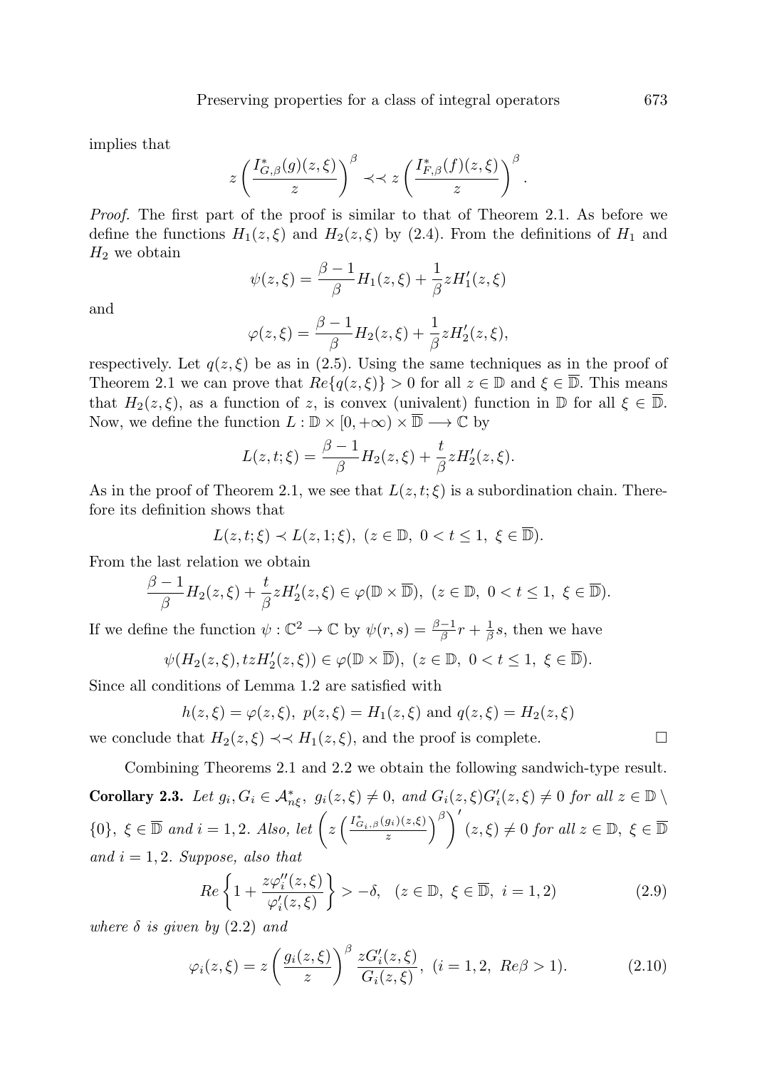implies that

$$z\left(\frac{I^*_{G,\beta}(g)(z,\xi)}{z}\right)^\beta \prec\prec z\left(\frac{I^*_{F,\beta}(f)(z,\xi)}{z}\right)^\beta.$$

*Proof.* The first part of the proof is similar to that of Theorem 2.1. As before we define the functions $H_1(z,\xi)$ and $H_2(z,\xi)$ by (2.4). From the definitions of $H_1$ and $H_2$ we obtain

$$\psi(z,\xi) = \frac{\beta-1}{\beta}H_1(z,\xi) + \frac{1}{\beta}zH_1'(z,\xi)$$

and

$$\varphi(z,\xi) = \frac{\beta-1}{\beta}H_2(z,\xi) + \frac{1}{\beta}zH_2'(z,\xi),$$

respectively. Let $q(z,\xi)$ be as in (2.5). Using the same techniques as in the proof of Theorem 2.1 we can prove that $Re\{q(z,\xi)\} > 0$ for all $z \in \mathbb{D}$ and $\xi \in \overline{\mathbb{D}}$. This means that $H_2(z,\xi)$, as a function of $z$, is convex (univalent) function in $\mathbb{D}$ for all $\xi \in \overline{\mathbb{D}}$. Now, we define the function $L : \mathbb{D} \times [0,+\infty) \times \overline{\mathbb{D}} \longrightarrow \mathbb{C}$ by

$$L(z,t;\xi) = \frac{\beta-1}{\beta}H_2(z,\xi) + \frac{t}{\beta}zH_2'(z,\xi).$$

As in the proof of Theorem 2.1, we see that $L(z,t;\xi)$ is a subordination chain. Therefore its definition shows that

$$L(z,t;\xi) \prec L(z,1;\xi),\ (z \in \mathbb{D},\ 0 < t \leq 1,\ \xi \in \overline{\mathbb{D}}).$$

From the last relation we obtain

$$\frac{\beta-1}{\beta}H_2(z,\xi) + \frac{t}{\beta}zH_2'(z,\xi) \in \varphi(\mathbb{D} \times \overline{\mathbb{D}}),\ (z \in \mathbb{D},\ 0 < t \leq 1,\ \xi \in \overline{\mathbb{D}}).$$

If we define the function $\psi : \mathbb{C}^2 \to \mathbb{C}$ by $\psi(r,s) = \frac{\beta-1}{\beta}r + \frac{1}{\beta}s$, then we have

$$\psi(H_2(z,\xi), tzH_2'(z,\xi)) \in \varphi(\mathbb{D} \times \overline{\mathbb{D}}),\ (z \in \mathbb{D},\ 0 < t \leq 1,\ \xi \in \overline{\mathbb{D}}).$$

Since all conditions of Lemma 1.2 are satisfied with

$$h(z,\xi) = \varphi(z,\xi),\ p(z,\xi) = H_1(z,\xi) \text{ and } q(z,\xi) = H_2(z,\xi)$$

we conclude that $H_2(z,\xi) \prec\prec H_1(z,\xi)$, and the proof is complete. $\square$

Combining Theorems 2.1 and 2.2 we obtain the following sandwich-type result.

**Corollary 2.3.** *Let* $g_i, G_i \in \mathcal{A}^*_{n\xi}$, $g_i(z,\xi) \neq 0$, *and* $G_i(z,\xi)G_i'(z,\xi) \neq 0$ *for all* $z \in \mathbb{D} \setminus \{0\}$, $\xi \in \overline{\mathbb{D}}$ *and* $i = 1,2$. *Also, let* $\left(z\left(\frac{I^*_{G_i,\beta}(g_i)(z,\xi)}{z}\right)^\beta\right)'(z,\xi) \neq 0$ *for all* $z \in \mathbb{D}$, $\xi \in \overline{\mathbb{D}}$ *and* $i = 1,2$. *Suppose, also that*

$$Re\left\{1 + \frac{z\varphi_i''(z,\xi)}{\varphi_i'(z,\xi)}\right\} > -\delta, \quad (z \in \mathbb{D},\ \xi \in \overline{\mathbb{D}},\ i = 1,2) \tag{2.9}$$

*where* $\delta$ *is given by* (2.2) *and*

$$\varphi_i(z,\xi) = z\left(\frac{g_i(z,\xi)}{z}\right)^\beta \frac{zG_i'(z,\xi)}{G_i(z,\xi)},\ (i = 1,2,\ Re\beta > 1). \tag{2.10}$$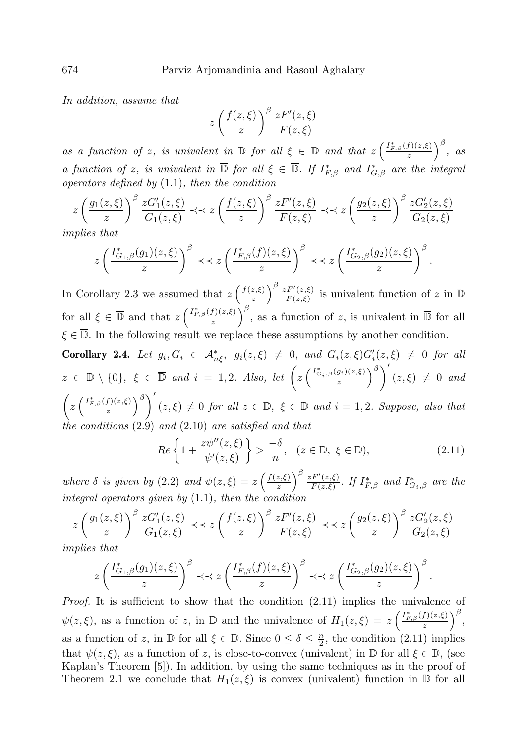*In addition, assume that*

$$z\left(\frac{f(z,\xi)}{z}\right)^{\beta}\frac{zF'(z,\xi)}{F(z,\xi)}$$

*as a function of $z$, is univalent in $\mathbb{D}$ for all $\xi \in \overline{\mathbb{D}}$ and that $z\left(\frac{I^*_{F,\beta}(f)(z,\xi)}{z}\right)^{\beta}$, as a function of $z$, is univalent in $\overline{\mathbb{D}}$ for all $\xi \in \overline{\mathbb{D}}$. If $I^*_{F,\beta}$ and $I^*_{G,\beta}$ are the integral operators defined by* (1.1)*, then the condition*

$$z\left(\frac{g_1(z,\xi)}{z}\right)^{\beta}\frac{zG_1'(z,\xi)}{G_1(z,\xi)} \prec\prec z\left(\frac{f(z,\xi)}{z}\right)^{\beta}\frac{zF'(z,\xi)}{F(z,\xi)} \prec\prec z\left(\frac{g_2(z,\xi)}{z}\right)^{\beta}\frac{zG_2'(z,\xi)}{G_2(z,\xi)}$$

*implies that*

$$z\left(\frac{I^*_{G_1,\beta}(g_1)(z,\xi)}{z}\right)^{\beta} \prec\prec z\left(\frac{I^*_{F,\beta}(f)(z,\xi)}{z}\right)^{\beta} \prec\prec z\left(\frac{I^*_{G_2,\beta}(g_2)(z,\xi)}{z}\right)^{\beta}.$$

In Corollary 2.3 we assumed that $z\left(\frac{f(z,\xi)}{z}\right)^{\beta}\frac{zF'(z,\xi)}{F(z,\xi)}$ is univalent function of $z$ in $\mathbb{D}$ for all $\xi \in \overline{\mathbb{D}}$ and that $z\left(\frac{I^*_{F,\beta}(f)(z,\xi)}{z}\right)^{\beta}$, as a function of $z$, is univalent in $\overline{\mathbb{D}}$ for all $\xi \in \overline{\mathbb{D}}$. In the following result we replace these assumptions by another condition.

**Corollary 2.4.** *Let $g_i, G_i \in \mathcal{A}^*_{n\xi}$, $g_i(z,\xi) \neq 0$, and $G_i(z,\xi)G_i'(z,\xi) \neq 0$ for all $z \in \mathbb{D}\setminus\{0\}$, $\xi \in \overline{\mathbb{D}}$ and $i = 1,2$. Also, let $\left(z\left(\frac{I^*_{G_i,\beta}(g_i)(z,\xi)}{z}\right)^{\beta}\right)'(z,\xi) \neq 0$ and $\left(z\left(\frac{I^*_{F,\beta}(f)(z,\xi)}{z}\right)^{\beta}\right)'(z,\xi) \neq 0$ for all $z \in \mathbb{D}$, $\xi \in \overline{\mathbb{D}}$ and $i = 1,2$. Suppose, also that the conditions* (2.9) *and* (2.10) *are satisfied and that*

$$Re\left\{1 + \frac{z\psi''(z,\xi)}{\psi'(z,\xi)}\right\} > \frac{-\delta}{n}, \quad (z \in \mathbb{D},\ \xi \in \overline{\mathbb{D}}), \tag{2.11}$$

*where $\delta$ is given by* (2.2) *and $\psi(z,\xi) = z\left(\frac{f(z,\xi)}{z}\right)^{\beta}\frac{zF'(z,\xi)}{F(z,\xi)}$. If $I^*_{F,\beta}$ and $I^*_{G_i,\beta}$ are the integral operators given by* (1.1)*, then the condition*

$$z\left(\frac{g_1(z,\xi)}{z}\right)^{\beta}\frac{zG_1'(z,\xi)}{G_1(z,\xi)} \prec\prec z\left(\frac{f(z,\xi)}{z}\right)^{\beta}\frac{zF'(z,\xi)}{F(z,\xi)} \prec\prec z\left(\frac{g_2(z,\xi)}{z}\right)^{\beta}\frac{zG_2'(z,\xi)}{G_2(z,\xi)}$$

*implies that*

$$z\left(\frac{I^*_{G_1,\beta}(g_1)(z,\xi)}{z}\right)^{\beta} \prec\prec z\left(\frac{I^*_{F,\beta}(f)(z,\xi)}{z}\right)^{\beta} \prec\prec z\left(\frac{I^*_{G_2,\beta}(g_2)(z,\xi)}{z}\right)^{\beta}.$$

*Proof.* It is sufficient to show that the condition (2.11) implies the univalence of $\psi(z,\xi)$, as a function of $z$, in $\mathbb{D}$ and the univalence of $H_1(z,\xi) = z\left(\frac{I^*_{F,\beta}(f)(z,\xi)}{z}\right)^{\beta}$, as a function of $z$, in $\overline{\mathbb{D}}$ for all $\xi \in \overline{\mathbb{D}}$. Since $0 \leq \delta \leq \frac{n}{2}$, the condition (2.11) implies that $\psi(z,\xi)$, as a function of $z$, is close-to-convex (univalent) in $\mathbb{D}$ for all $\xi \in \overline{\mathbb{D}}$, (see Kaplan's Theorem [5]). In addition, by using the same techniques as in the proof of Theorem 2.1 we conclude that $H_1(z,\xi)$ is convex (univalent) function in $\mathbb{D}$ for all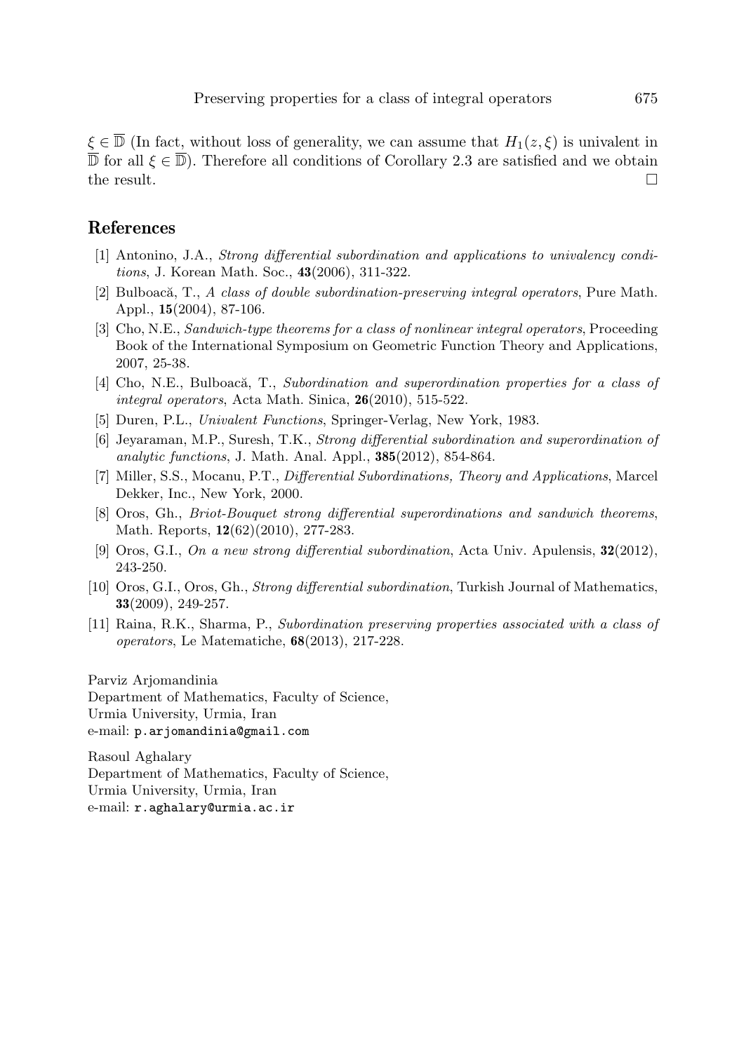$\xi \in \overline{\mathbb{D}}$ (In fact, without loss of generality, we can assume that $H_1(z, \xi)$ is univalent in $\overline{\mathbb{D}}$ for all $\xi \in \overline{\mathbb{D}}$). Therefore all conditions of Corollary 2.3 are satisfied and we obtain the result. $\square$

## References

[1] Antonino, J.A., *Strong differential subordination and applications to univalency conditions*, J. Korean Math. Soc., **43**(2006), 311-322.

[2] Bulboacă, T., *A class of double subordination-preserving integral operators*, Pure Math. Appl., **15**(2004), 87-106.

[3] Cho, N.E., *Sandwich-type theorems for a class of nonlinear integral operators*, Proceeding Book of the International Symposium on Geometric Function Theory and Applications, 2007, 25-38.

[4] Cho, N.E., Bulboacă, T., *Subordination and superordination properties for a class of integral operators*, Acta Math. Sinica, **26**(2010), 515-522.

[5] Duren, P.L., *Univalent Functions*, Springer-Verlag, New York, 1983.

[6] Jeyaraman, M.P., Suresh, T.K., *Strong differential subordination and superordination of analytic functions*, J. Math. Anal. Appl., **385**(2012), 854-864.

[7] Miller, S.S., Mocanu, P.T., *Differential Subordinations, Theory and Applications*, Marcel Dekker, Inc., New York, 2000.

[8] Oros, Gh., *Briot-Bouquet strong differential superordinations and sandwich theorems*, Math. Reports, **12**(62)(2010), 277-283.

[9] Oros, G.I., *On a new strong differential subordination*, Acta Univ. Apulensis, **32**(2012), 243-250.

[10] Oros, G.I., Oros, Gh., *Strong differential subordination*, Turkish Journal of Mathematics, **33**(2009), 249-257.

[11] Raina, R.K., Sharma, P., *Subordination preserving properties associated with a class of operators*, Le Matematiche, **68**(2013), 217-228.

Parviz Arjomandinia
Department of Mathematics, Faculty of Science,
Urmia University, Urmia, Iran
e-mail: p.arjomandinia@gmail.com

Rasoul Aghalary
Department of Mathematics, Faculty of Science,
Urmia University, Urmia, Iran
e-mail: r.aghalary@urmia.ac.ir